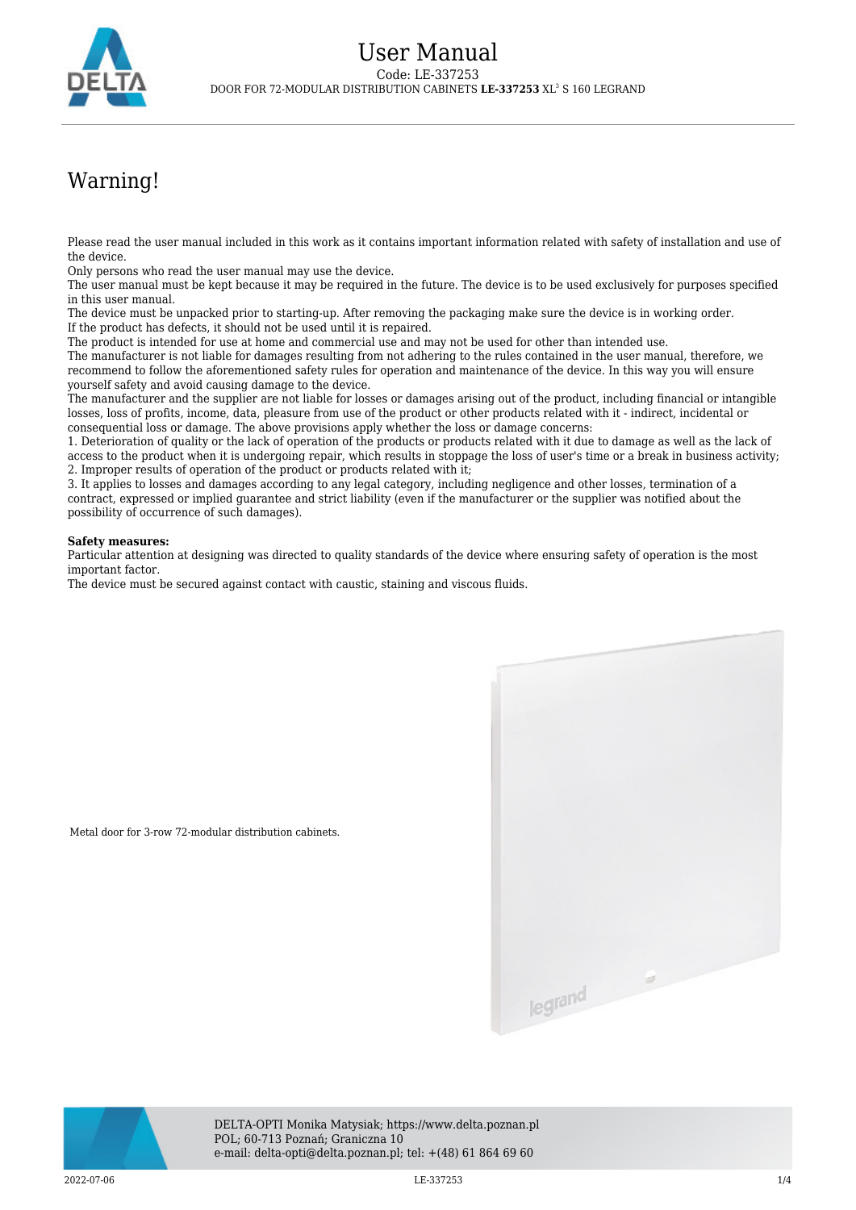# User Manual

Code: LE-337253

DOOR FOR 72-MODULAR DISTRIBUTION CABINETS **LE-337253** XL³ S 160 LEGRAND

## Warning!

Please read the user manual included in this work as it contains important information related with safety of installation and use of the device.
Only persons who read the user manual may use the device.
The user manual must be kept because it may be required in the future. The device is to be used exclusively for purposes specified in this user manual.
The device must be unpacked prior to starting-up. After removing the packaging make sure the device is in working order.
If the product has defects, it should not be used until it is repaired.
The product is intended for use at home and commercial use and may not be used for other than intended use.
The manufacturer is not liable for damages resulting from not adhering to the rules contained in the user manual, therefore, we recommend to follow the aforementioned safety rules for operation and maintenance of the device. In this way you will ensure yourself safety and avoid causing damage to the device.
The manufacturer and the supplier are not liable for losses or damages arising out of the product, including financial or intangible losses, loss of profits, income, data, pleasure from use of the product or other products related with it - indirect, incidental or consequential loss or damage. The above provisions apply whether the loss or damage concerns:
1. Deterioration of quality or the lack of operation of the products or products related with it due to damage as well as the lack of access to the product when it is undergoing repair, which results in stoppage the loss of user's time or a break in business activity;
2. Improper results of operation of the product or products related with it;
3. It applies to losses and damages according to any legal category, including negligence and other losses, termination of a contract, expressed or implied guarantee and strict liability (even if the manufacturer or the supplier was notified about the possibility of occurrence of such damages).

**Safety measures:**
Particular attention at designing was directed to quality standards of the device where ensuring safety of operation is the most important factor.
The device must be secured against contact with caustic, staining and viscous fluids.

Metal door for 3-row 72-modular distribution cabinets.

DELTA-OPTI Monika Matysiak; https://www.delta.poznan.pl
POL; 60-713 Poznań; Graniczna 10
e-mail: delta-opti@delta.poznan.pl; tel: +(48) 61 864 69 60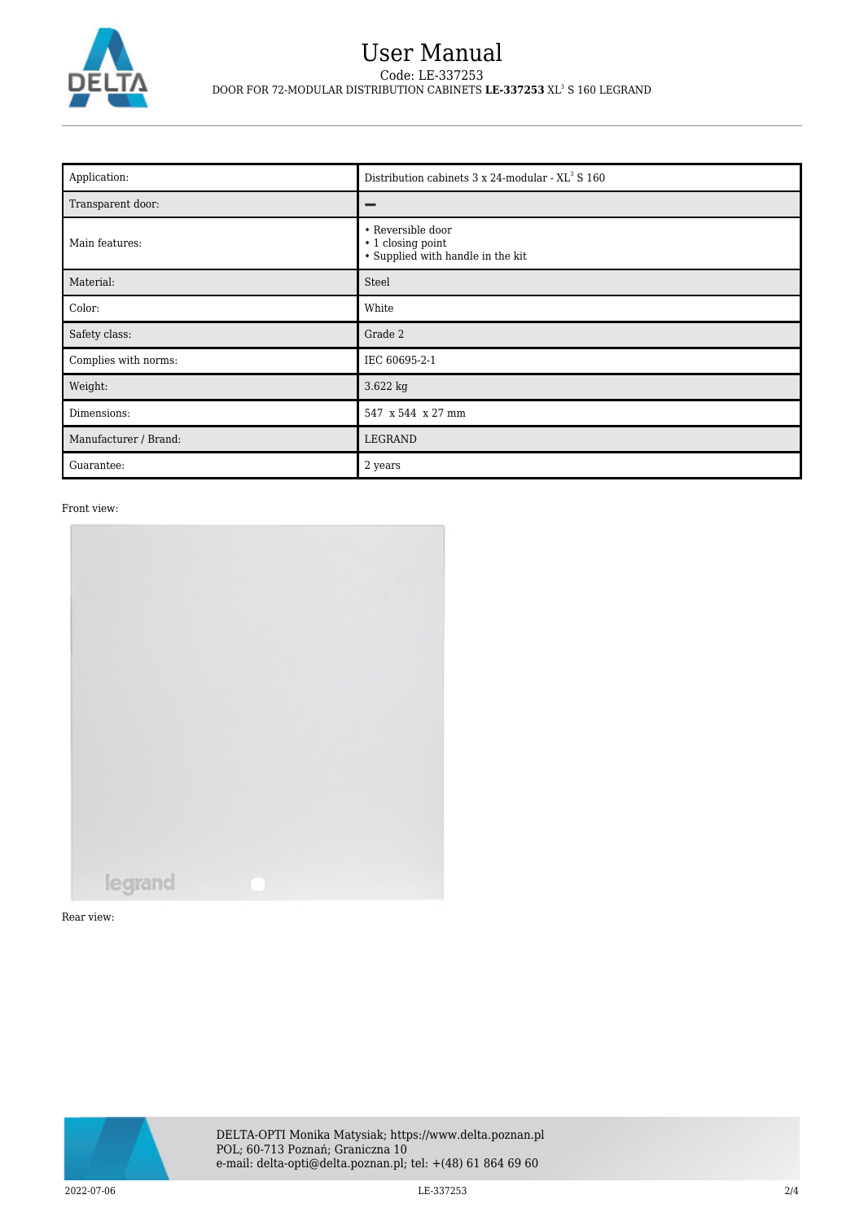# User Manual

Code: LE-337253

DOOR FOR 72-MODULAR DISTRIBUTION CABINETS **LE-337253** XL³ S 160 LEGRAND

| Application: | Distribution cabinets 3 x 24-modular - XL³ S 160 |
| --- | --- |
| Transparent door: | – |
| Main features: | • Reversible door<br>• 1 closing point<br>• Supplied with handle in the kit |
| Material: | Steel |
| Color: | White |
| Safety class: | Grade 2 |
| Complies with norms: | IEC 60695-2-1 |
| Weight: | 3.622 kg |
| Dimensions: | 547 x 544 x 27 mm |
| Manufacturer / Brand: | LEGRAND |
| Guarantee: | 2 years |

Front view:

Rear view:

DELTA-OPTI Monika Matysiak; https://www.delta.poznan.pl
POL; 60-713 Poznań; Graniczna 10
e-mail: delta-opti@delta.poznan.pl; tel: +(48) 61 864 69 60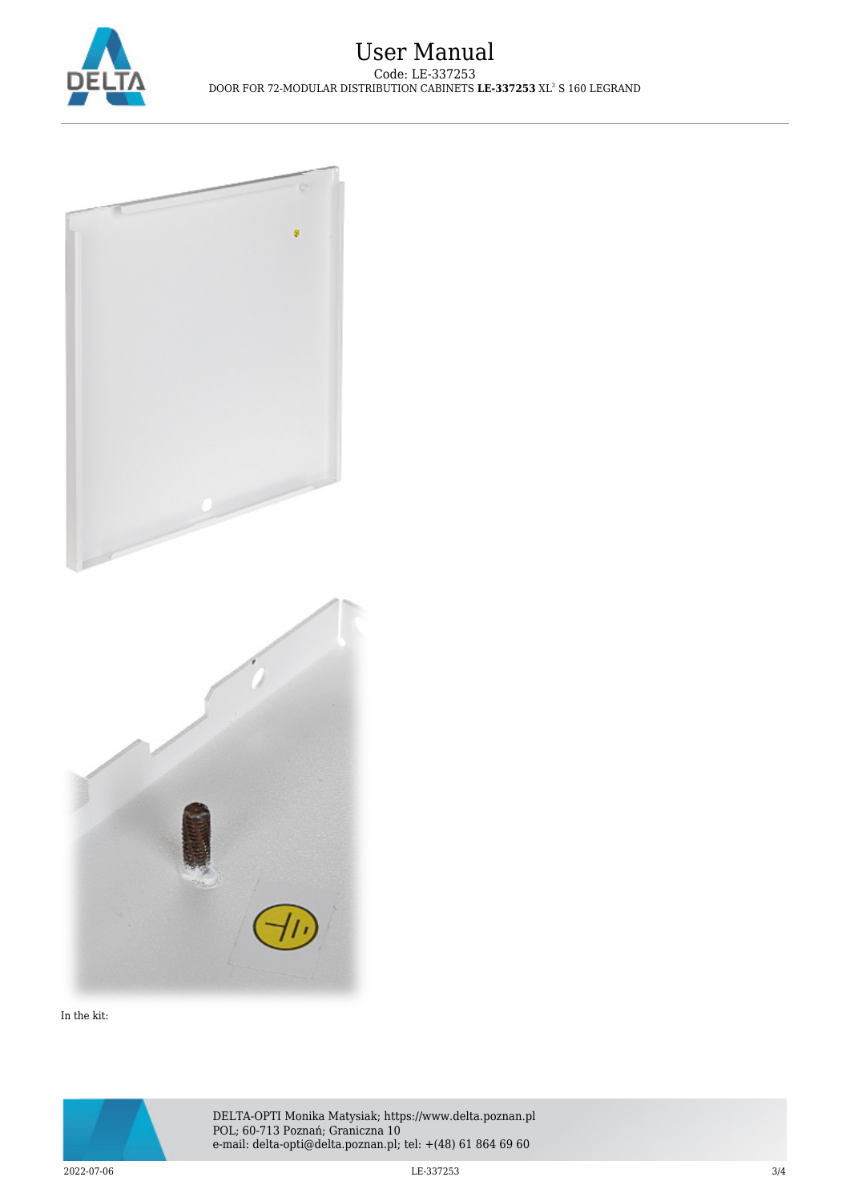In the kit: